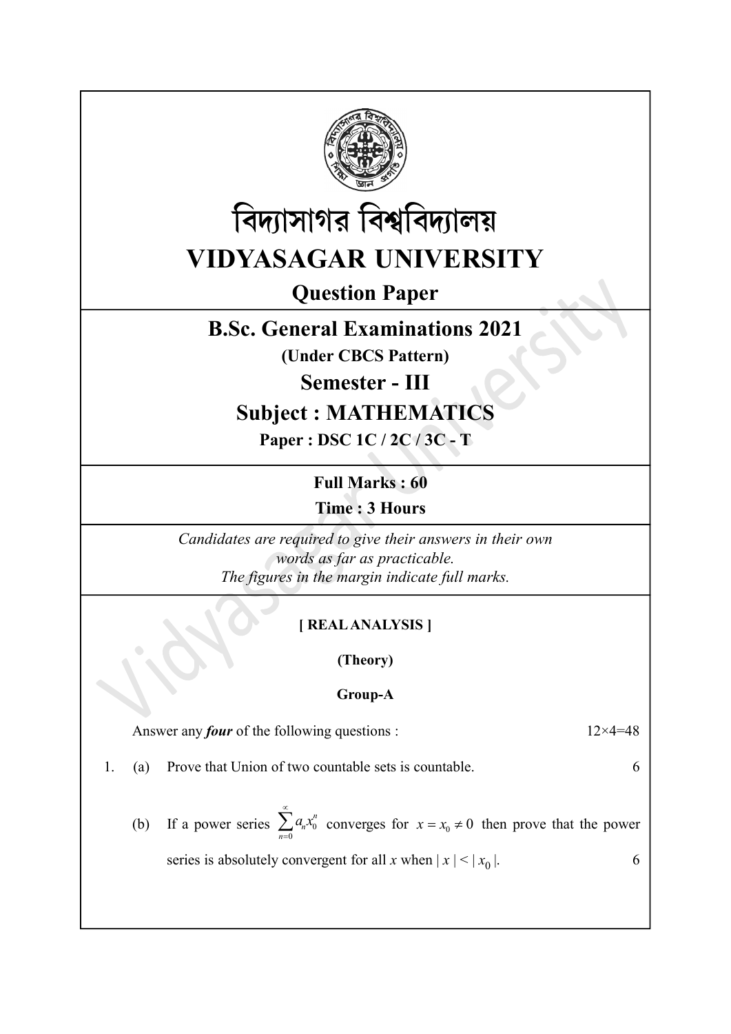# বিদ্যাসাগর বিশ্ববিদ্যালয়

# VIDYASAGAR UNIVERSITY

## Question Paper

## B.Sc. General Examinations 2021

**(Under CBCS Pattern)**

## Semester - III

## Subject : MATHEMATICS

**Paper : DSC 1C / 2C / 3C - T**

**Full Marks : 60**

**Time : 3 Hours**

*Candidates are required to give their answers in their own words as far as practicable.*
*The figures in the margin indicate full marks.*

**[ REAL ANALYSIS ]**

**(Theory)**

**Group-A**

Answer any ***four*** of the following questions : 12×4=48

1. (a) Prove that Union of two countable sets is countable. 6

   (b) If a power series $\sum_{n=0}^{\infty} a_n x_0^n$ converges for $x = x_0 \neq 0$ then prove that the power series is absolutely convergent for all $x$ when $|x| < |x_0|$. 6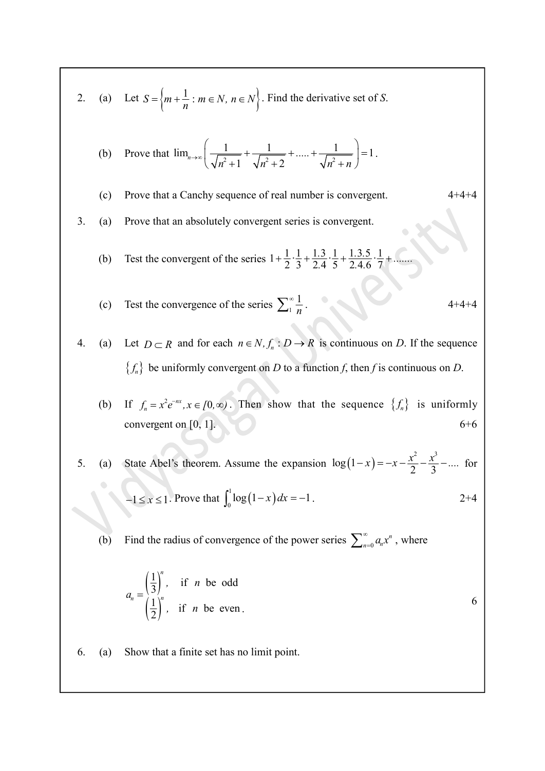2. (a) Let $S = \left\{ m + \frac{1}{n} : m \in N,\ n \in N \right\}$. Find the derivative set of *S*.

(b) Prove that $\lim_{n\to\infty}\left( \frac{1}{\sqrt{n^2+1}} + \frac{1}{\sqrt{n^2+2}} + \ldots .. + \frac{1}{\sqrt{n^2+n}} \right) = 1$.

(c) Prove that a Canchy sequence of real number is convergent. 4+4+4

3. (a) Prove that an absolutely convergent series is convergent.

(b) Test the convergent of the series $1 + \frac{1}{2}\cdot\frac{1}{3} + \frac{1.3}{2.4}\cdot\frac{1}{5} + \frac{1.3.5}{2.4.6}\cdot\frac{1}{7} + \ldots\ldots.$

(c) Test the convergence of the series $\sum_1^{\infty} \frac{1}{n}$. 4+4+4

4. (a) Let $D \subset R$ and for each $n \in N, f_n : D \to R$ is continuous on *D*. If the sequence $\{f_n\}$ be uniformly convergent on *D* to a function *f*, then *f* is continuous on *D*.

(b) If $f_n = x^2 e^{-nx}, x \in [0,\infty)$. Then show that the sequence $\{f_n\}$ is uniformly convergent on [0, 1]. 6+6

5. (a) State Abel's theorem. Assume the expansion $\log(1-x) = -x - \frac{x^2}{2} - \frac{x^3}{3} - \ldots.$ for $-1 \le x \le 1$. Prove that $\int_0^1 \log(1-x)\,dx = -1$. 2+4

(b) Find the radius of convergence of the power series $\sum_{n=0}^{\infty} a_n x^n$, where

$$a_n = \begin{cases} \left(\frac{1}{3}\right)^n, & \text{if } n \text{ be odd} \\ \left(\frac{1}{2}\right)^n, & \text{if } n \text{ be even}. \end{cases}$$

6

6. (a) Show that a finite set has no limit point.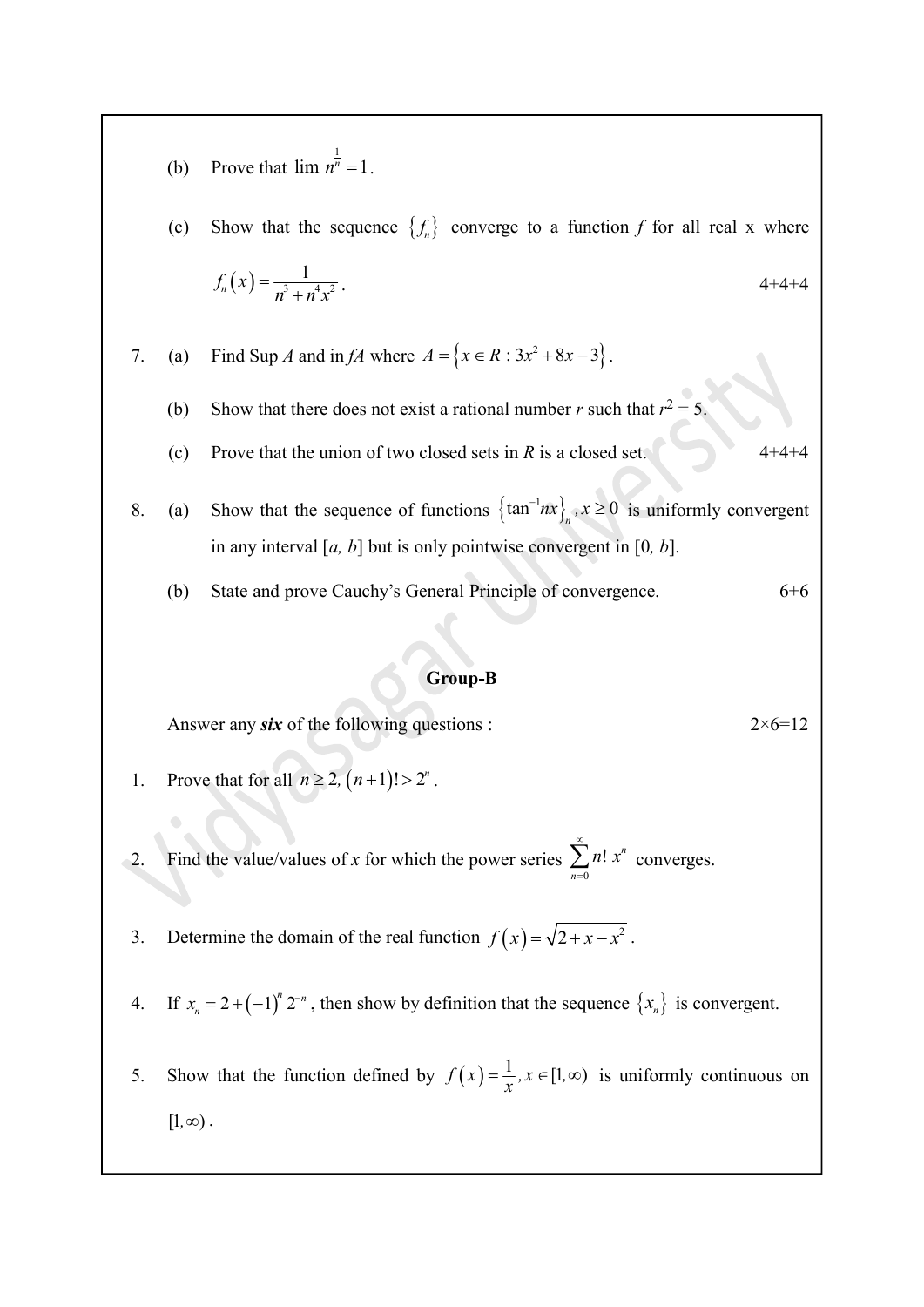(b) Prove that $\lim n^{\frac{1}{n}} = 1$.

(c) Show that the sequence $\{f_n\}$ converge to a function $f$ for all real x where $f_n(x) = \dfrac{1}{n^3 + n^4 x^2}$. 4+4+4

7. (a) Find Sup $A$ and in $fA$ where $A = \{x \in R : 3x^2 + 8x - 3\}$.

   (b) Show that there does not exist a rational number $r$ such that $r^2 = 5$.

   (c) Prove that the union of two closed sets in $R$ is a closed set. 4+4+4

8. (a) Show that the sequence of functions $\{\tan^{-1} nx\}_n, x \geq 0$ is uniformly convergent in any interval $[a, b]$ but is only pointwise convergent in $[0, b]$.

   (b) State and prove Cauchy's General Principle of convergence. 6+6

## Group-B

Answer any ***six*** of the following questions : 2×6=12

1. Prove that for all $n \geq 2, (n+1)! > 2^n$.

2. Find the value/values of $x$ for which the power series $\sum_{n=0}^{\infty} n!\, x^n$ converges.

3. Determine the domain of the real function $f(x) = \sqrt{2 + x - x^2}$.

4. If $x_n = 2 + (-1)^n 2^{-n}$, then show by definition that the sequence $\{x_n\}$ is convergent.

5. Show that the function defined by $f(x) = \dfrac{1}{x}, x \in [1, \infty)$ is uniformly continuous on $[1, \infty)$.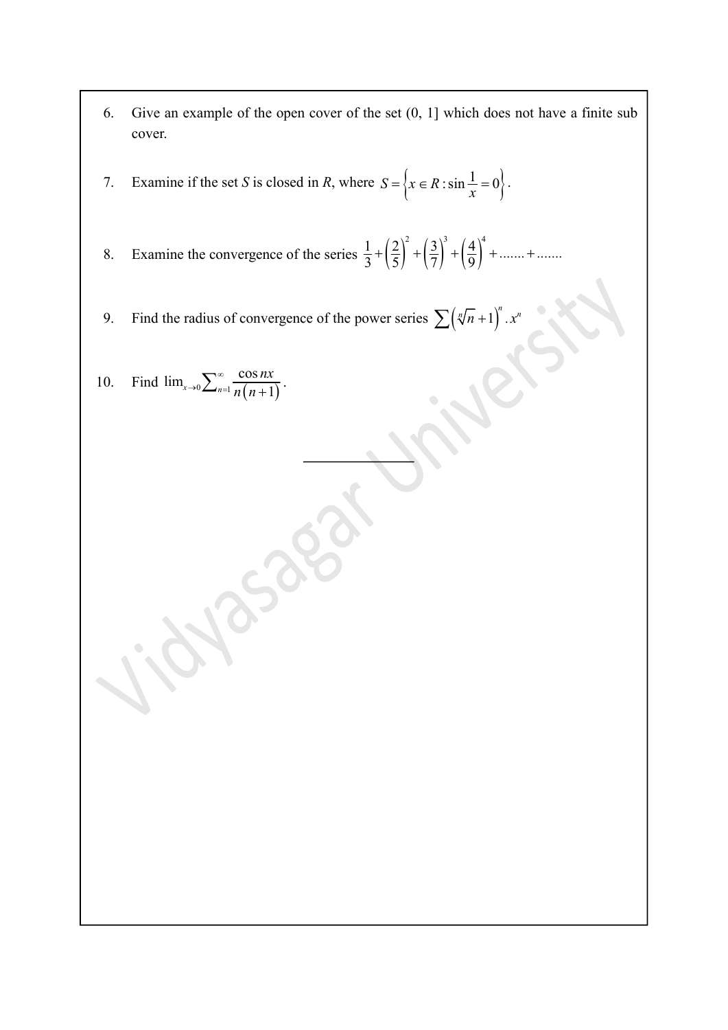6. Give an example of the open cover of the set (0, 1] which does not have a finite sub cover.

7. Examine if the set $S$ is closed in $R$, where $S = \left\{ x \in R : \sin\frac{1}{x} = 0 \right\}$.

8. Examine the convergence of the series $\frac{1}{3} + \left(\frac{2}{5}\right)^2 + \left(\frac{3}{7}\right)^3 + \left(\frac{4}{9}\right)^4 + ....... + .......$

9. Find the radius of convergence of the power series $\sum \left( \sqrt[n]{n} + 1 \right)^n . x^n$

10. Find $\lim_{x \to 0} \sum_{n=1}^{\infty} \frac{\cos nx}{n(n+1)}$.